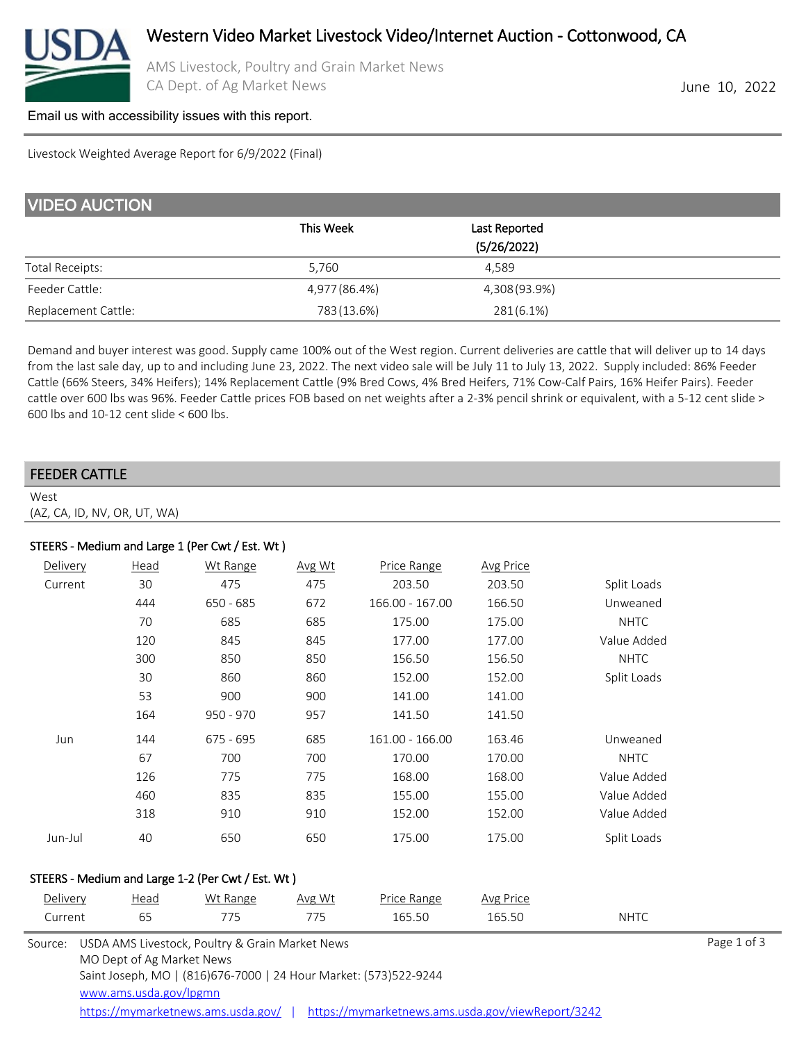# Western Video Market Livestock Video/Internet Auction - Cottonwood, CA

AMS Livestock, Poultry and Grain Market News
CA Dept. of Ag Market News

June 10, 2022

Email us with accessibility issues with this report.

Livestock Weighted Average Report for 6/9/2022 (Final)

## VIDEO AUCTION

| | This Week | Last Reported (5/26/2022) |
|---|---|---|
| Total Receipts: | 5,760 | 4,589 |
| Feeder Cattle: | 4,977 (86.4%) | 4,308 (93.9%) |
| Replacement Cattle: | 783 (13.6%) | 281 (6.1%) |

Demand and buyer interest was good. Supply came 100% out of the West region. Current deliveries are cattle that will deliver up to 14 days from the last sale day, up to and including June 23, 2022. The next video sale will be July 11 to July 13, 2022. Supply included: 86% Feeder Cattle (66% Steers, 34% Heifers); 14% Replacement Cattle (9% Bred Cows, 4% Bred Heifers, 71% Cow-Calf Pairs, 16% Heifer Pairs). Feeder cattle over 600 lbs was 96%. Feeder Cattle prices FOB based on net weights after a 2-3% pencil shrink or equivalent, with a 5-12 cent slide > 600 lbs and 10-12 cent slide < 600 lbs.

## FEEDER CATTLE

West
(AZ, CA, ID, NV, OR, UT, WA)

### STEERS - Medium and Large 1 (Per Cwt / Est. Wt )

| Delivery | Head | Wt Range | Avg Wt | Price Range | Avg Price | |
|---|---|---|---|---|---|---|
| Current | 30 | 475 | 475 | 203.50 | 203.50 | Split Loads |
| | 444 | 650 - 685 | 672 | 166.00 - 167.00 | 166.50 | Unweaned |
| | 70 | 685 | 685 | 175.00 | 175.00 | NHTC |
| | 120 | 845 | 845 | 177.00 | 177.00 | Value Added |
| | 300 | 850 | 850 | 156.50 | 156.50 | NHTC |
| | 30 | 860 | 860 | 152.00 | 152.00 | Split Loads |
| | 53 | 900 | 900 | 141.00 | 141.00 | |
| | 164 | 950 - 970 | 957 | 141.50 | 141.50 | |
| Jun | 144 | 675 - 695 | 685 | 161.00 - 166.00 | 163.46 | Unweaned |
| | 67 | 700 | 700 | 170.00 | 170.00 | NHTC |
| | 126 | 775 | 775 | 168.00 | 168.00 | Value Added |
| | 460 | 835 | 835 | 155.00 | 155.00 | Value Added |
| | 318 | 910 | 910 | 152.00 | 152.00 | Value Added |
| Jun-Jul | 40 | 650 | 650 | 175.00 | 175.00 | Split Loads |

### STEERS - Medium and Large 1-2 (Per Cwt / Est. Wt )

| Delivery | Head | Wt Range | Avg Wt | Price Range | Avg Price | |
|---|---|---|---|---|---|---|
| Current | 65 | 775 | 775 | 165.50 | 165.50 | NHTC |

Source: USDA AMS Livestock, Poultry & Grain Market News
MO Dept of Ag Market News
Saint Joseph, MO | (816)676-7000 | 24 Hour Market: (573)522-9244
www.ams.usda.gov/lpgmn
https://mymarketnews.ams.usda.gov/ | https://mymarketnews.ams.usda.gov/viewReport/3242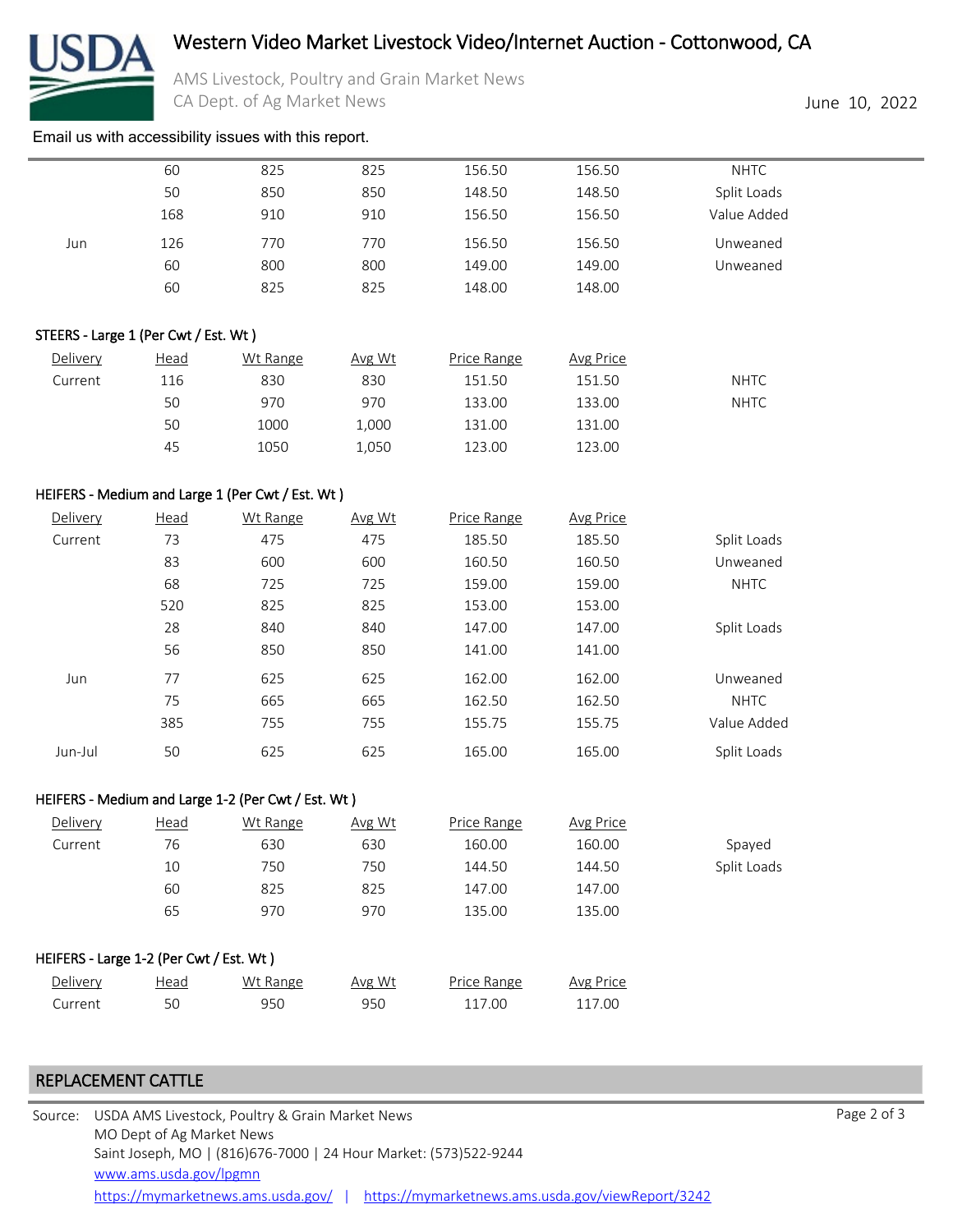Email us with accessibility issues with this report.

| Delivery | Head | Wt Range | Avg Wt | Price Range | Avg Price | |
|---|---|---|---|---|---|---|
| | 60 | 825 | 825 | 156.50 | 156.50 | NHTC |
| | 50 | 850 | 850 | 148.50 | 148.50 | Split Loads |
| | 168 | 910 | 910 | 156.50 | 156.50 | Value Added |
| Jun | 126 | 770 | 770 | 156.50 | 156.50 | Unweaned |
| | 60 | 800 | 800 | 149.00 | 149.00 | Unweaned |
| | 60 | 825 | 825 | 148.00 | 148.00 | |

STEERS - Large 1 (Per Cwt / Est. Wt )

| Delivery | Head | Wt Range | Avg Wt | Price Range | Avg Price | |
|---|---|---|---|---|---|---|
| Current | 116 | 830 | 830 | 151.50 | 151.50 | NHTC |
| | 50 | 970 | 970 | 133.00 | 133.00 | NHTC |
| | 50 | 1000 | 1,000 | 131.00 | 131.00 | |
| | 45 | 1050 | 1,050 | 123.00 | 123.00 | |

HEIFERS - Medium and Large 1 (Per Cwt / Est. Wt )

| Delivery | Head | Wt Range | Avg Wt | Price Range | Avg Price | |
|---|---|---|---|---|---|---|
| Current | 73 | 475 | 475 | 185.50 | 185.50 | Split Loads |
| | 83 | 600 | 600 | 160.50 | 160.50 | Unweaned |
| | 68 | 725 | 725 | 159.00 | 159.00 | NHTC |
| | 520 | 825 | 825 | 153.00 | 153.00 | |
| | 28 | 840 | 840 | 147.00 | 147.00 | Split Loads |
| | 56 | 850 | 850 | 141.00 | 141.00 | |
| Jun | 77 | 625 | 625 | 162.00 | 162.00 | Unweaned |
| | 75 | 665 | 665 | 162.50 | 162.50 | NHTC |
| | 385 | 755 | 755 | 155.75 | 155.75 | Value Added |
| Jun-Jul | 50 | 625 | 625 | 165.00 | 165.00 | Split Loads |

HEIFERS - Medium and Large 1-2 (Per Cwt / Est. Wt )

| Delivery | Head | Wt Range | Avg Wt | Price Range | Avg Price | |
|---|---|---|---|---|---|---|
| Current | 76 | 630 | 630 | 160.00 | 160.00 | Spayed |
| | 10 | 750 | 750 | 144.50 | 144.50 | Split Loads |
| | 60 | 825 | 825 | 147.00 | 147.00 | |
| | 65 | 970 | 970 | 135.00 | 135.00 | |

HEIFERS - Large 1-2 (Per Cwt / Est. Wt )

| Delivery | Head | Wt Range | Avg Wt | Price Range | Avg Price |
|---|---|---|---|---|---|
| Current | 50 | 950 | 950 | 117.00 | 117.00 |

## REPLACEMENT CATTLE

Source: USDA AMS Livestock, Poultry & Grain Market News
MO Dept of Ag Market News
Saint Joseph, MO | (816)676-7000 | 24 Hour Market: (573)522-9244
www.ams.usda.gov/lpgmn
https://mymarketnews.ams.usda.gov/ | https://mymarketnews.ams.usda.gov/viewReport/3242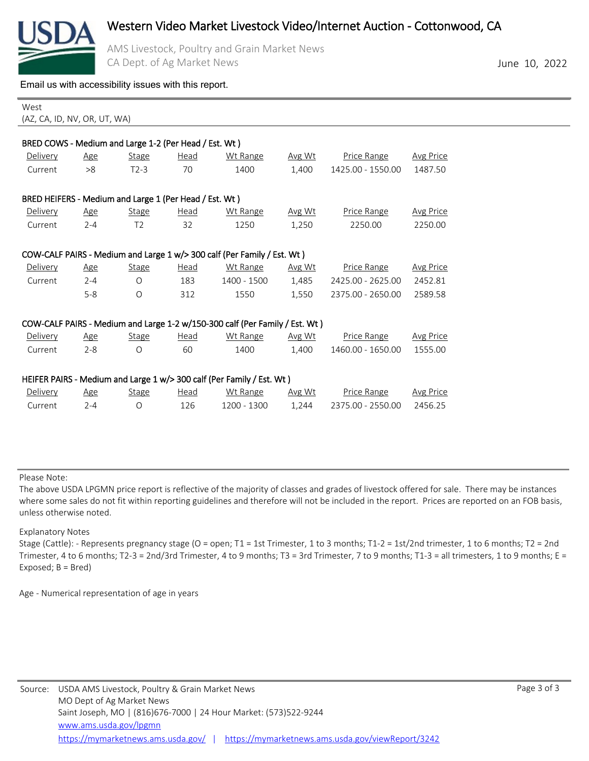# Western Video Market Livestock Video/Internet Auction - Cottonwood, CA

AMS Livestock, Poultry and Grain Market News
CA Dept. of Ag Market News

June 10, 2022

Email us with accessibility issues with this report.

West
(AZ, CA, ID, NV, OR, UT, WA)

### BRED COWS - Medium and Large 1-2 (Per Head / Est. Wt )

| Delivery | Age | Stage | Head | Wt Range | Avg Wt | Price Range | Avg Price |
|---|---|---|---|---|---|---|---|
| Current | >8 | T2-3 | 70 | 1400 | 1,400 | 1425.00 - 1550.00 | 1487.50 |

### BRED HEIFERS - Medium and Large 1 (Per Head / Est. Wt )

| Delivery | Age | Stage | Head | Wt Range | Avg Wt | Price Range | Avg Price |
|---|---|---|---|---|---|---|---|
| Current | 2-4 | T2 | 32 | 1250 | 1,250 | 2250.00 | 2250.00 |

### COW-CALF PAIRS - Medium and Large 1 w/> 300 calf (Per Family / Est. Wt )

| Delivery | Age | Stage | Head | Wt Range | Avg Wt | Price Range | Avg Price |
|---|---|---|---|---|---|---|---|
| Current | 2-4 | O | 183 | 1400 - 1500 | 1,485 | 2425.00 - 2625.00 | 2452.81 |
| | 5-8 | O | 312 | 1550 | 1,550 | 2375.00 - 2650.00 | 2589.58 |

### COW-CALF PAIRS - Medium and Large 1-2 w/150-300 calf (Per Family / Est. Wt )

| Delivery | Age | Stage | Head | Wt Range | Avg Wt | Price Range | Avg Price |
|---|---|---|---|---|---|---|---|
| Current | 2-8 | O | 60 | 1400 | 1,400 | 1460.00 - 1650.00 | 1555.00 |

### HEIFER PAIRS - Medium and Large 1 w/> 300 calf (Per Family / Est. Wt )

| Delivery | Age | Stage | Head | Wt Range | Avg Wt | Price Range | Avg Price |
|---|---|---|---|---|---|---|---|
| Current | 2-4 | O | 126 | 1200 - 1300 | 1,244 | 2375.00 - 2550.00 | 2456.25 |

Please Note:
The above USDA LPGMN price report is reflective of the majority of classes and grades of livestock offered for sale. There may be instances where some sales do not fit within reporting guidelines and therefore will not be included in the report. Prices are reported on an FOB basis, unless otherwise noted.

Explanatory Notes
Stage (Cattle): - Represents pregnancy stage (O = open; T1 = 1st Trimester, 1 to 3 months; T1-2 = 1st/2nd trimester, 1 to 6 months; T2 = 2nd Trimester, 4 to 6 months; T2-3 = 2nd/3rd Trimester, 4 to 9 months; T3 = 3rd Trimester, 7 to 9 months; T1-3 = all trimesters, 1 to 9 months; E = Exposed; B = Bred)

Age - Numerical representation of age in years

Source: USDA AMS Livestock, Poultry & Grain Market News
MO Dept of Ag Market News
Saint Joseph, MO | (816)676-7000 | 24 Hour Market: (573)522-9244
www.ams.usda.gov/lpgmn
https://mymarketnews.ams.usda.gov/ | https://mymarketnews.ams.usda.gov/viewReport/3242